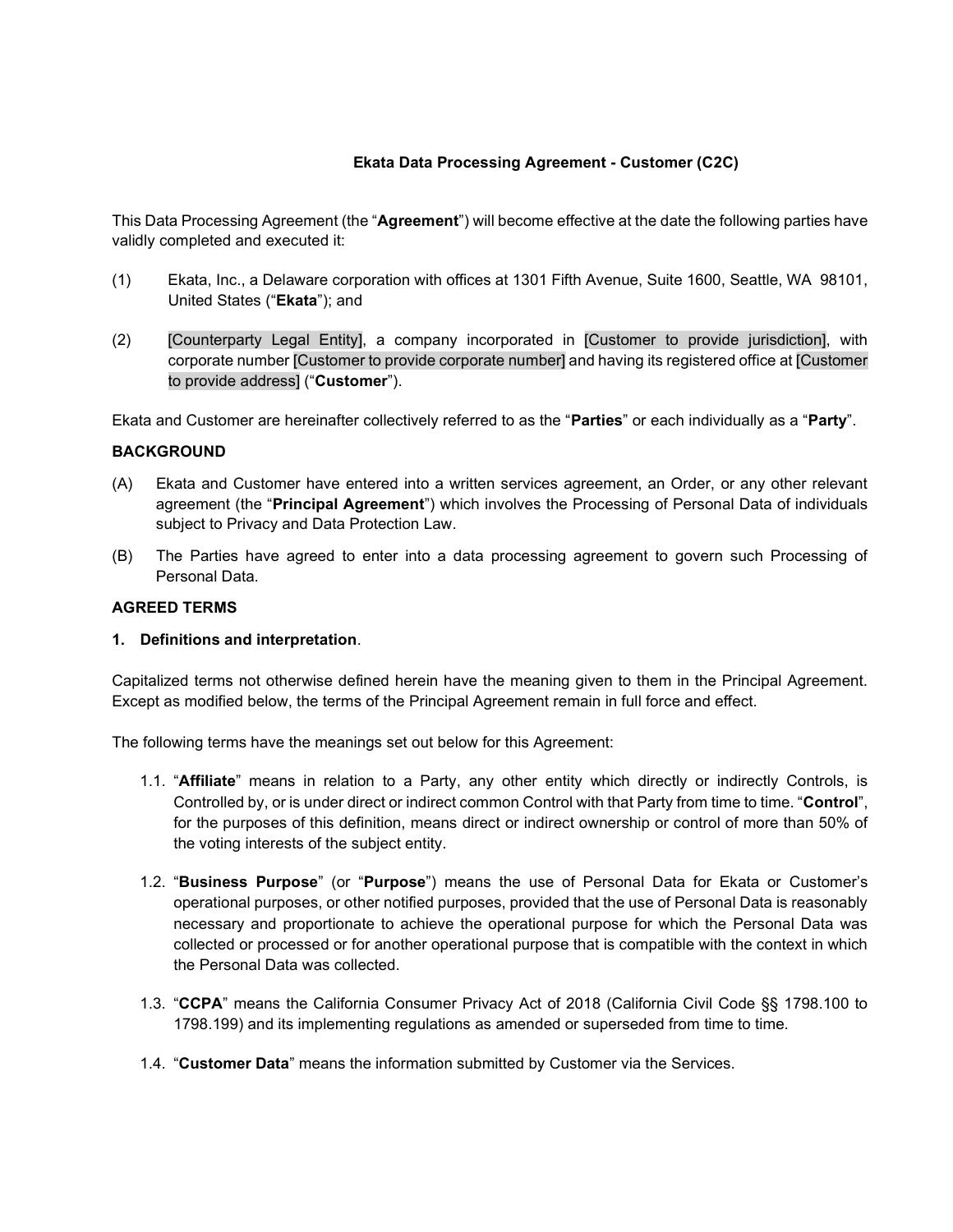# Ekata Data Processing Agreement - Customer (C2C)

This Data Processing Agreement (the "**Agreement**") will become effective at the date the following parties have validly completed and executed it:

(1) Ekata, Inc., a Delaware corporation with offices at 1301 Fifth Avenue, Suite 1600, Seattle, WA 98101, United States ("**Ekata**"); and

(2) [Counterparty Legal Entity], a company incorporated in [Customer to provide jurisdiction], with corporate number [Customer to provide corporate number] and having its registered office at [Customer to provide address] ("**Customer**").

Ekata and Customer are hereinafter collectively referred to as the "**Parties**" or each individually as a "**Party**".

## BACKGROUND

(A) Ekata and Customer have entered into a written services agreement, an Order, or any other relevant agreement (the "**Principal Agreement**") which involves the Processing of Personal Data of individuals subject to Privacy and Data Protection Law.

(B) The Parties have agreed to enter into a data processing agreement to govern such Processing of Personal Data.

## AGREED TERMS

### 1. Definitions and interpretation.

Capitalized terms not otherwise defined herein have the meaning given to them in the Principal Agreement. Except as modified below, the terms of the Principal Agreement remain in full force and effect.

The following terms have the meanings set out below for this Agreement:

1.1. "**Affiliate**" means in relation to a Party, any other entity which directly or indirectly Controls, is Controlled by, or is under direct or indirect common Control with that Party from time to time. "**Control**", for the purposes of this definition, means direct or indirect ownership or control of more than 50% of the voting interests of the subject entity.

1.2. "**Business Purpose**" (or "**Purpose**") means the use of Personal Data for Ekata or Customer's operational purposes, or other notified purposes, provided that the use of Personal Data is reasonably necessary and proportionate to achieve the operational purpose for which the Personal Data was collected or processed or for another operational purpose that is compatible with the context in which the Personal Data was collected.

1.3. "**CCPA**" means the California Consumer Privacy Act of 2018 (California Civil Code §§ 1798.100 to 1798.199) and its implementing regulations as amended or superseded from time to time.

1.4. "**Customer Data**" means the information submitted by Customer via the Services.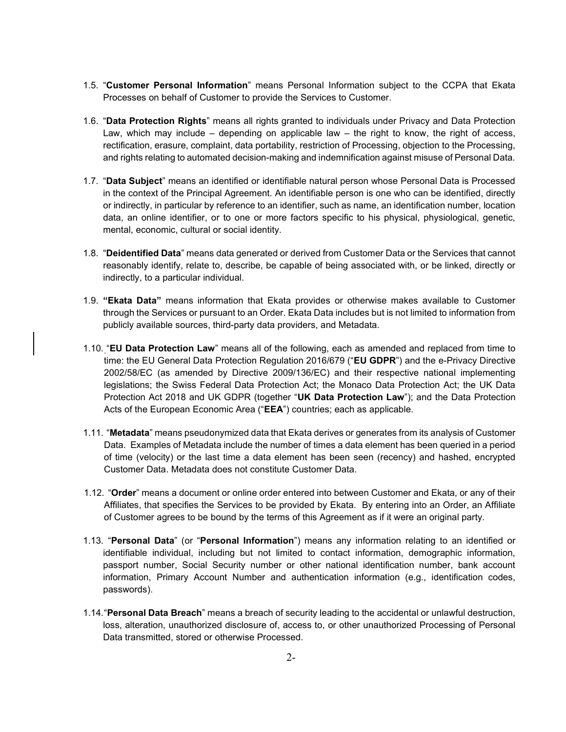1.5. "**Customer Personal Information**" means Personal Information subject to the CCPA that Ekata Processes on behalf of Customer to provide the Services to Customer.

1.6. "**Data Protection Rights**" means all rights granted to individuals under Privacy and Data Protection Law, which may include – depending on applicable law – the right to know, the right of access, rectification, erasure, complaint, data portability, restriction of Processing, objection to the Processing, and rights relating to automated decision-making and indemnification against misuse of Personal Data.

1.7. "**Data Subject**" means an identified or identifiable natural person whose Personal Data is Processed in the context of the Principal Agreement. An identifiable person is one who can be identified, directly or indirectly, in particular by reference to an identifier, such as name, an identification number, location data, an online identifier, or to one or more factors specific to his physical, physiological, genetic, mental, economic, cultural or social identity.

1.8. "**Deidentified Data**" means data generated or derived from Customer Data or the Services that cannot reasonably identify, relate to, describe, be capable of being associated with, or be linked, directly or indirectly, to a particular individual.

1.9. **"Ekata Data"** means information that Ekata provides or otherwise makes available to Customer through the Services or pursuant to an Order. Ekata Data includes but is not limited to information from publicly available sources, third-party data providers, and Metadata.

1.10. "**EU Data Protection Law**" means all of the following, each as amended and replaced from time to time: the EU General Data Protection Regulation 2016/679 ("**EU GDPR**") and the e-Privacy Directive 2002/58/EC (as amended by Directive 2009/136/EC) and their respective national implementing legislations; the Swiss Federal Data Protection Act; the Monaco Data Protection Act; the UK Data Protection Act 2018 and UK GDPR (together "**UK Data Protection Law**"); and the Data Protection Acts of the European Economic Area ("**EEA**") countries; each as applicable.

1.11. "**Metadata**" means pseudonymized data that Ekata derives or generates from its analysis of Customer Data. Examples of Metadata include the number of times a data element has been queried in a period of time (velocity) or the last time a data element has been seen (recency) and hashed, encrypted Customer Data. Metadata does not constitute Customer Data.

1.12. "**Order**" means a document or online order entered into between Customer and Ekata, or any of their Affiliates, that specifies the Services to be provided by Ekata. By entering into an Order, an Affiliate of Customer agrees to be bound by the terms of this Agreement as if it were an original party.

1.13. "**Personal Data**" (or "**Personal Information**") means any information relating to an identified or identifiable individual, including but not limited to contact information, demographic information, passport number, Social Security number or other national identification number, bank account information, Primary Account Number and authentication information (e.g., identification codes, passwords).

1.14. "**Personal Data Breach**" means a breach of security leading to the accidental or unlawful destruction, loss, alteration, unauthorized disclosure of, access to, or other unauthorized Processing of Personal Data transmitted, stored or otherwise Processed.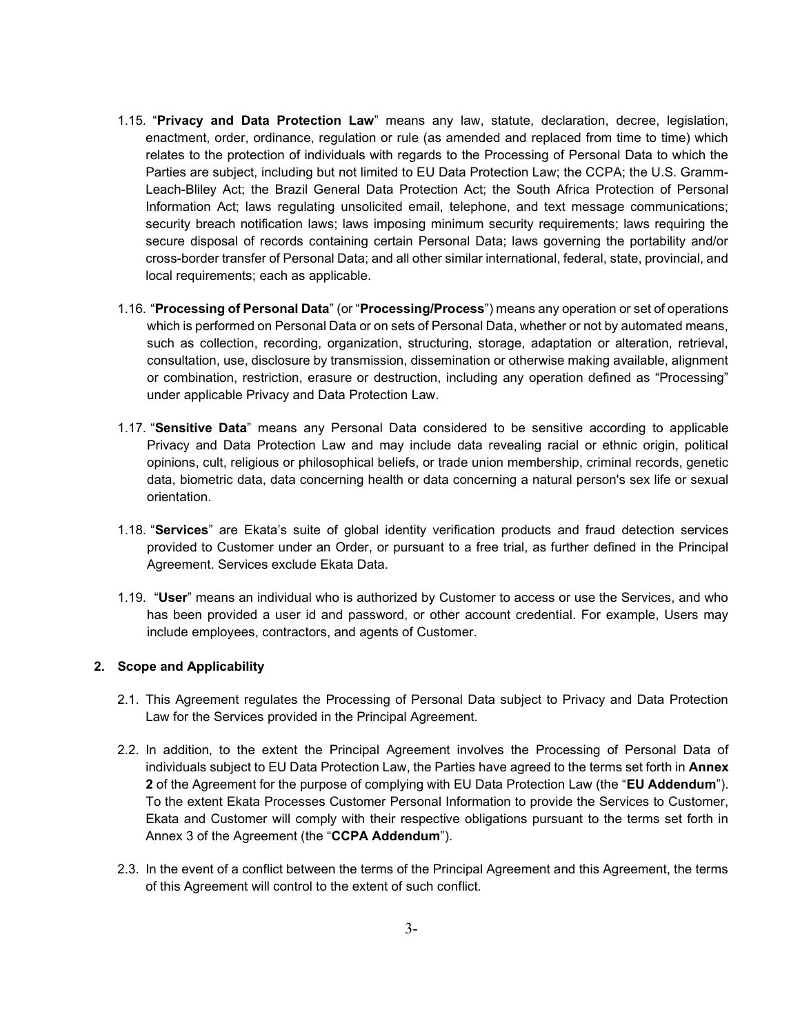1.15. "**Privacy and Data Protection Law**" means any law, statute, declaration, decree, legislation, enactment, order, ordinance, regulation or rule (as amended and replaced from time to time) which relates to the protection of individuals with regards to the Processing of Personal Data to which the Parties are subject, including but not limited to EU Data Protection Law; the CCPA; the U.S. Gramm-Leach-Bliley Act; the Brazil General Data Protection Act; the South Africa Protection of Personal Information Act; laws regulating unsolicited email, telephone, and text message communications; security breach notification laws; laws imposing minimum security requirements; laws requiring the secure disposal of records containing certain Personal Data; laws governing the portability and/or cross-border transfer of Personal Data; and all other similar international, federal, state, provincial, and local requirements; each as applicable.

1.16. "**Processing of Personal Data**" (or "**Processing/Process**") means any operation or set of operations which is performed on Personal Data or on sets of Personal Data, whether or not by automated means, such as collection, recording, organization, structuring, storage, adaptation or alteration, retrieval, consultation, use, disclosure by transmission, dissemination or otherwise making available, alignment or combination, restriction, erasure or destruction, including any operation defined as "Processing" under applicable Privacy and Data Protection Law.

1.17. "**Sensitive Data**" means any Personal Data considered to be sensitive according to applicable Privacy and Data Protection Law and may include data revealing racial or ethnic origin, political opinions, cult, religious or philosophical beliefs, or trade union membership, criminal records, genetic data, biometric data, data concerning health or data concerning a natural person's sex life or sexual orientation.

1.18. "**Services**" are Ekata's suite of global identity verification products and fraud detection services provided to Customer under an Order, or pursuant to a free trial, as further defined in the Principal Agreement. Services exclude Ekata Data.

1.19. "**User**" means an individual who is authorized by Customer to access or use the Services, and who has been provided a user id and password, or other account credential. For example, Users may include employees, contractors, and agents of Customer.

## 2. Scope and Applicability

2.1. This Agreement regulates the Processing of Personal Data subject to Privacy and Data Protection Law for the Services provided in the Principal Agreement.

2.2. In addition, to the extent the Principal Agreement involves the Processing of Personal Data of individuals subject to EU Data Protection Law, the Parties have agreed to the terms set forth in **Annex 2** of the Agreement for the purpose of complying with EU Data Protection Law (the "**EU Addendum**"). To the extent Ekata Processes Customer Personal Information to provide the Services to Customer, Ekata and Customer will comply with their respective obligations pursuant to the terms set forth in Annex 3 of the Agreement (the "**CCPA Addendum**").

2.3. In the event of a conflict between the terms of the Principal Agreement and this Agreement, the terms of this Agreement will control to the extent of such conflict.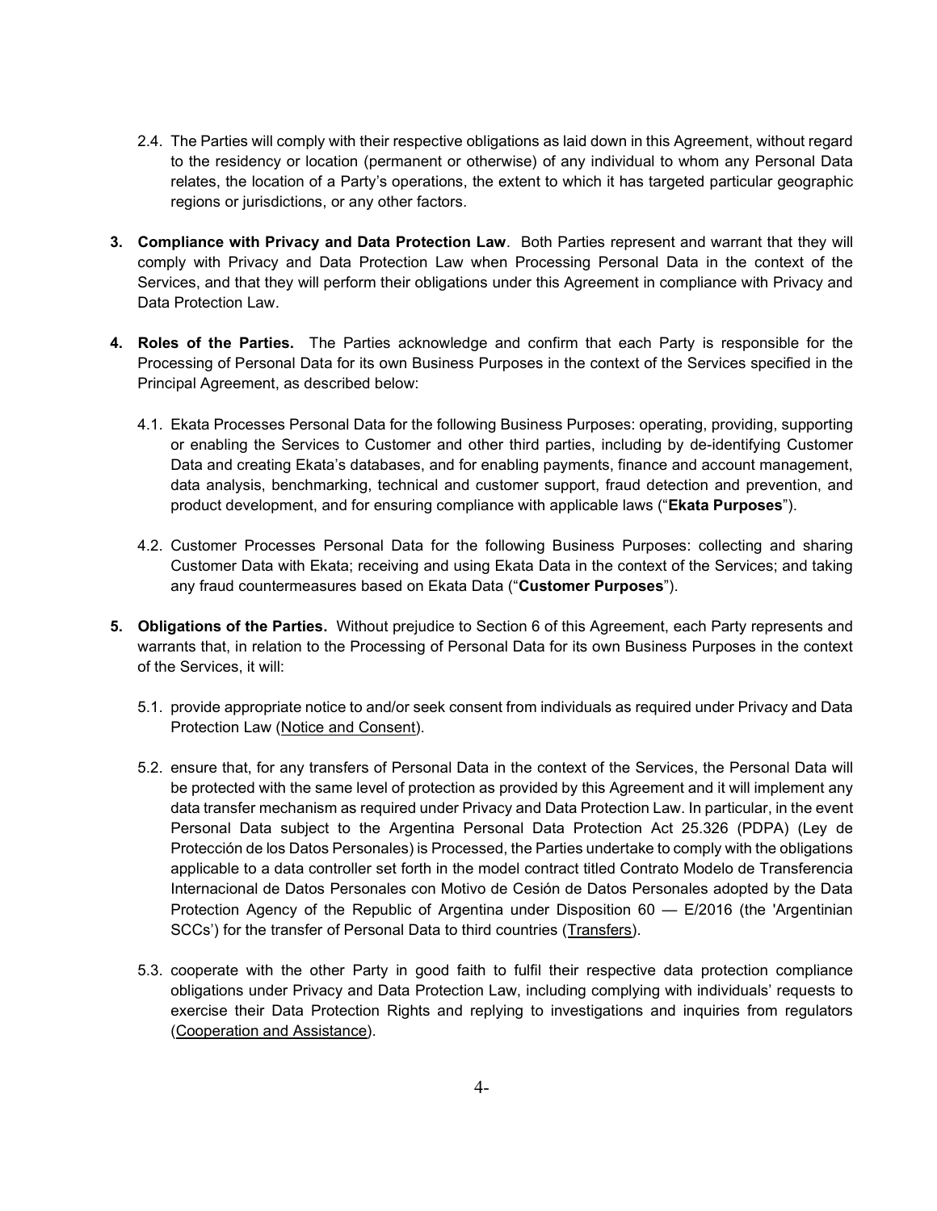2.4. The Parties will comply with their respective obligations as laid down in this Agreement, without regard to the residency or location (permanent or otherwise) of any individual to whom any Personal Data relates, the location of a Party's operations, the extent to which it has targeted particular geographic regions or jurisdictions, or any other factors.

3. **Compliance with Privacy and Data Protection Law**. Both Parties represent and warrant that they will comply with Privacy and Data Protection Law when Processing Personal Data in the context of the Services, and that they will perform their obligations under this Agreement in compliance with Privacy and Data Protection Law.

4. **Roles of the Parties.** The Parties acknowledge and confirm that each Party is responsible for the Processing of Personal Data for its own Business Purposes in the context of the Services specified in the Principal Agreement, as described below:

   4.1. Ekata Processes Personal Data for the following Business Purposes: operating, providing, supporting or enabling the Services to Customer and other third parties, including by de-identifying Customer Data and creating Ekata's databases, and for enabling payments, finance and account management, data analysis, benchmarking, technical and customer support, fraud detection and prevention, and product development, and for ensuring compliance with applicable laws ("**Ekata Purposes**").

   4.2. Customer Processes Personal Data for the following Business Purposes: collecting and sharing Customer Data with Ekata; receiving and using Ekata Data in the context of the Services; and taking any fraud countermeasures based on Ekata Data ("**Customer Purposes**").

5. **Obligations of the Parties.** Without prejudice to Section 6 of this Agreement, each Party represents and warrants that, in relation to the Processing of Personal Data for its own Business Purposes in the context of the Services, it will:

   5.1. provide appropriate notice to and/or seek consent from individuals as required under Privacy and Data Protection Law (<u>Notice and Consent</u>).

   5.2. ensure that, for any transfers of Personal Data in the context of the Services, the Personal Data will be protected with the same level of protection as provided by this Agreement and it will implement any data transfer mechanism as required under Privacy and Data Protection Law. In particular, in the event Personal Data subject to the Argentina Personal Data Protection Act 25.326 (PDPA) (Ley de Protección de los Datos Personales) is Processed, the Parties undertake to comply with the obligations applicable to a data controller set forth in the model contract titled Contrato Modelo de Transferencia Internacional de Datos Personales con Motivo de Cesión de Datos Personales adopted by the Data Protection Agency of the Republic of Argentina under Disposition 60 — E/2016 (the 'Argentinian SCCs') for the transfer of Personal Data to third countries (<u>Transfers</u>).

   5.3. cooperate with the other Party in good faith to fulfil their respective data protection compliance obligations under Privacy and Data Protection Law, including complying with individuals' requests to exercise their Data Protection Rights and replying to investigations and inquiries from regulators (<u>Cooperation and Assistance</u>).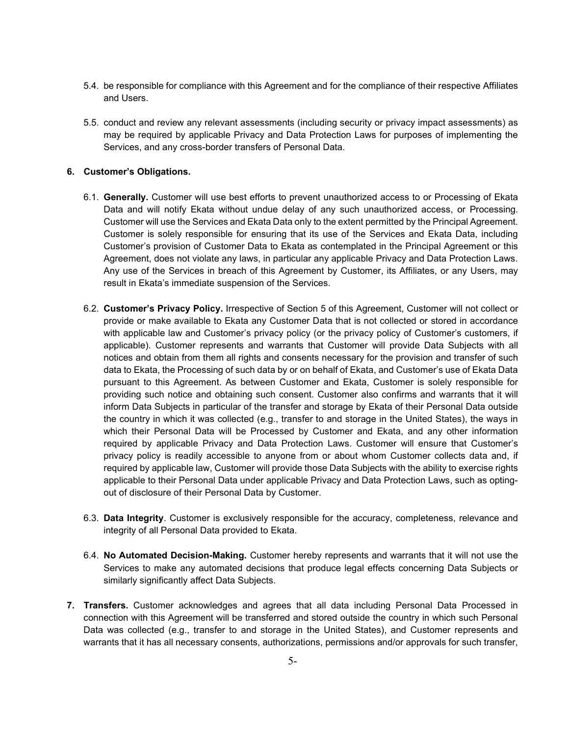5.4. be responsible for compliance with this Agreement and for the compliance of their respective Affiliates and Users.

5.5. conduct and review any relevant assessments (including security or privacy impact assessments) as may be required by applicable Privacy and Data Protection Laws for purposes of implementing the Services, and any cross-border transfers of Personal Data.

**6. Customer's Obligations.**

6.1. **Generally.** Customer will use best efforts to prevent unauthorized access to or Processing of Ekata Data and will notify Ekata without undue delay of any such unauthorized access, or Processing. Customer will use the Services and Ekata Data only to the extent permitted by the Principal Agreement. Customer is solely responsible for ensuring that its use of the Services and Ekata Data, including Customer's provision of Customer Data to Ekata as contemplated in the Principal Agreement or this Agreement, does not violate any laws, in particular any applicable Privacy and Data Protection Laws. Any use of the Services in breach of this Agreement by Customer, its Affiliates, or any Users, may result in Ekata's immediate suspension of the Services.

6.2. **Customer's Privacy Policy.** Irrespective of Section 5 of this Agreement, Customer will not collect or provide or make available to Ekata any Customer Data that is not collected or stored in accordance with applicable law and Customer's privacy policy (or the privacy policy of Customer's customers, if applicable). Customer represents and warrants that Customer will provide Data Subjects with all notices and obtain from them all rights and consents necessary for the provision and transfer of such data to Ekata, the Processing of such data by or on behalf of Ekata, and Customer's use of Ekata Data pursuant to this Agreement. As between Customer and Ekata, Customer is solely responsible for providing such notice and obtaining such consent. Customer also confirms and warrants that it will inform Data Subjects in particular of the transfer and storage by Ekata of their Personal Data outside the country in which it was collected (e.g., transfer to and storage in the United States), the ways in which their Personal Data will be Processed by Customer and Ekata, and any other information required by applicable Privacy and Data Protection Laws. Customer will ensure that Customer's privacy policy is readily accessible to anyone from or about whom Customer collects data and, if required by applicable law, Customer will provide those Data Subjects with the ability to exercise rights applicable to their Personal Data under applicable Privacy and Data Protection Laws, such as opting-out of disclosure of their Personal Data by Customer.

6.3. **Data Integrity**. Customer is exclusively responsible for the accuracy, completeness, relevance and integrity of all Personal Data provided to Ekata.

6.4. **No Automated Decision-Making.** Customer hereby represents and warrants that it will not use the Services to make any automated decisions that produce legal effects concerning Data Subjects or similarly significantly affect Data Subjects.

**7. Transfers.** Customer acknowledges and agrees that all data including Personal Data Processed in connection with this Agreement will be transferred and stored outside the country in which such Personal Data was collected (e.g., transfer to and storage in the United States), and Customer represents and warrants that it has all necessary consents, authorizations, permissions and/or approvals for such transfer,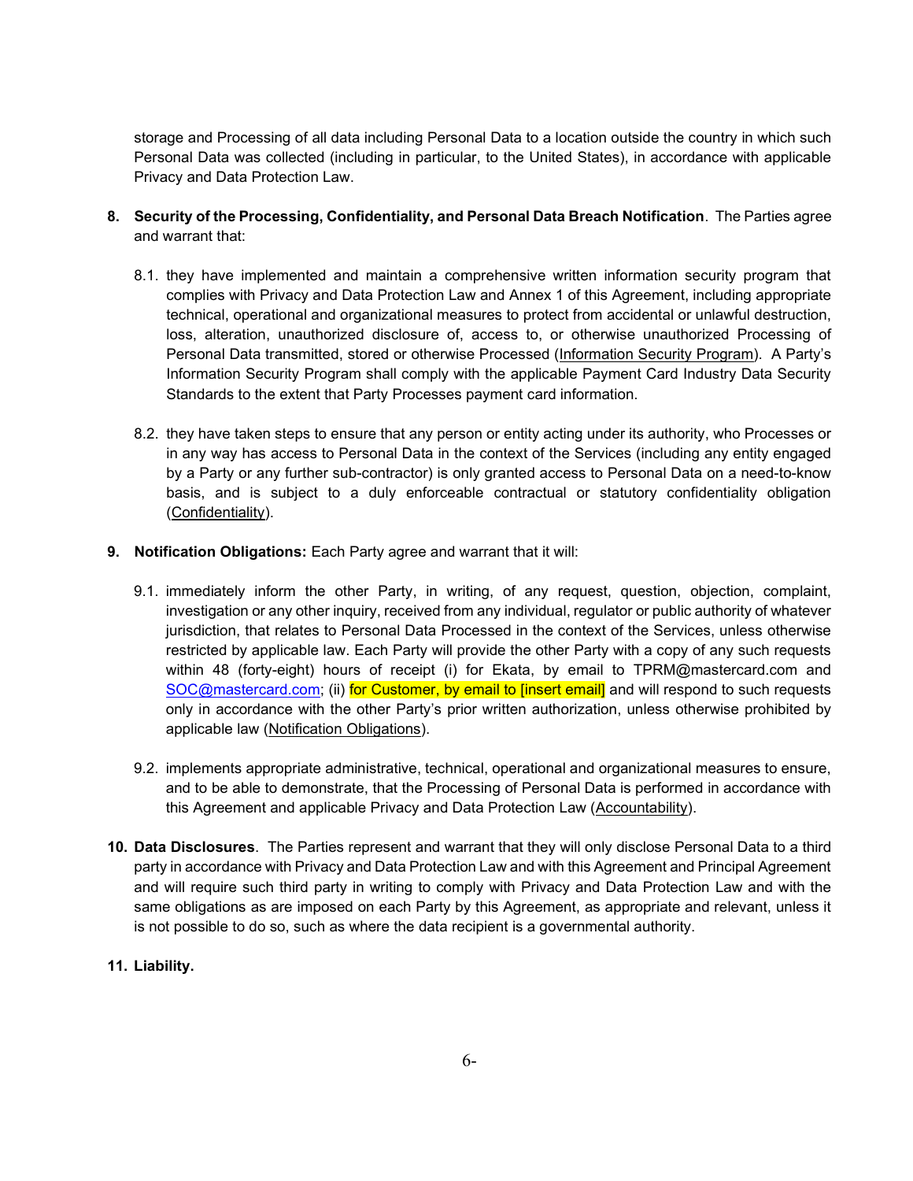storage and Processing of all data including Personal Data to a location outside the country in which such Personal Data was collected (including in particular, to the United States), in accordance with applicable Privacy and Data Protection Law.

8. **Security of the Processing, Confidentiality, and Personal Data Breach Notification**. The Parties agree and warrant that:

   8.1. they have implemented and maintain a comprehensive written information security program that complies with Privacy and Data Protection Law and Annex 1 of this Agreement, including appropriate technical, operational and organizational measures to protect from accidental or unlawful destruction, loss, alteration, unauthorized disclosure of, access to, or otherwise unauthorized Processing of Personal Data transmitted, stored or otherwise Processed (Information Security Program). A Party's Information Security Program shall comply with the applicable Payment Card Industry Data Security Standards to the extent that Party Processes payment card information.

   8.2. they have taken steps to ensure that any person or entity acting under its authority, who Processes or in any way has access to Personal Data in the context of the Services (including any entity engaged by a Party or any further sub-contractor) is only granted access to Personal Data on a need-to-know basis, and is subject to a duly enforceable contractual or statutory confidentiality obligation (Confidentiality).

9. **Notification Obligations:** Each Party agree and warrant that it will:

   9.1. immediately inform the other Party, in writing, of any request, question, objection, complaint, investigation or any other inquiry, received from any individual, regulator or public authority of whatever jurisdiction, that relates to Personal Data Processed in the context of the Services, unless otherwise restricted by applicable law. Each Party will provide the other Party with a copy of any such requests within 48 (forty-eight) hours of receipt (i) for Ekata, by email to TPRM@mastercard.com and SOC@mastercard.com; (ii) for Customer, by email to [insert email] and will respond to such requests only in accordance with the other Party's prior written authorization, unless otherwise prohibited by applicable law (Notification Obligations).

   9.2. implements appropriate administrative, technical, operational and organizational measures to ensure, and to be able to demonstrate, that the Processing of Personal Data is performed in accordance with this Agreement and applicable Privacy and Data Protection Law (Accountability).

10. **Data Disclosures**. The Parties represent and warrant that they will only disclose Personal Data to a third party in accordance with Privacy and Data Protection Law and with this Agreement and Principal Agreement and will require such third party in writing to comply with Privacy and Data Protection Law and with the same obligations as are imposed on each Party by this Agreement, as appropriate and relevant, unless it is not possible to do so, such as where the data recipient is a governmental authority.

11. **Liability.**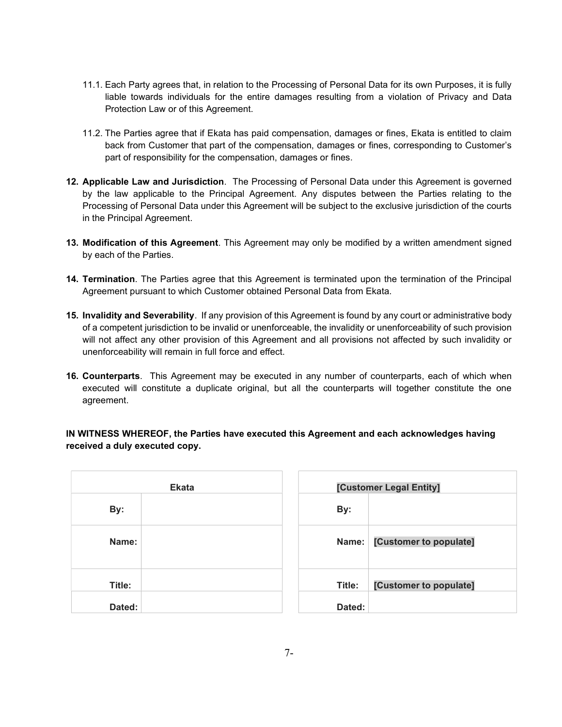11.1. Each Party agrees that, in relation to the Processing of Personal Data for its own Purposes, it is fully liable towards individuals for the entire damages resulting from a violation of Privacy and Data Protection Law or of this Agreement.

11.2. The Parties agree that if Ekata has paid compensation, damages or fines, Ekata is entitled to claim back from Customer that part of the compensation, damages or fines, corresponding to Customer's part of responsibility for the compensation, damages or fines.

12. **Applicable Law and Jurisdiction**. The Processing of Personal Data under this Agreement is governed by the law applicable to the Principal Agreement. Any disputes between the Parties relating to the Processing of Personal Data under this Agreement will be subject to the exclusive jurisdiction of the courts in the Principal Agreement.

13. **Modification of this Agreement**. This Agreement may only be modified by a written amendment signed by each of the Parties.

14. **Termination**. The Parties agree that this Agreement is terminated upon the termination of the Principal Agreement pursuant to which Customer obtained Personal Data from Ekata.

15. **Invalidity and Severability**. If any provision of this Agreement is found by any court or administrative body of a competent jurisdiction to be invalid or unenforceable, the invalidity or unenforceability of such provision will not affect any other provision of this Agreement and all provisions not affected by such invalidity or unenforceability will remain in full force and effect.

16. **Counterparts**. This Agreement may be executed in any number of counterparts, each of which when executed will constitute a duplicate original, but all the counterparts will together constitute the one agreement.

**IN WITNESS WHEREOF, the Parties have executed this Agreement and each acknowledges having received a duly executed copy.**

| **Ekata** | |
|---|---|
| **By:** | |
| **Name:** | |
| **Title:** | |
| **Dated:** | |

| **[Customer Legal Entity]** | |
|---|---|
| **By:** | |
| **Name:** | **[Customer to populate]** |
| **Title:** | **[Customer to populate]** |
| **Dated:** | |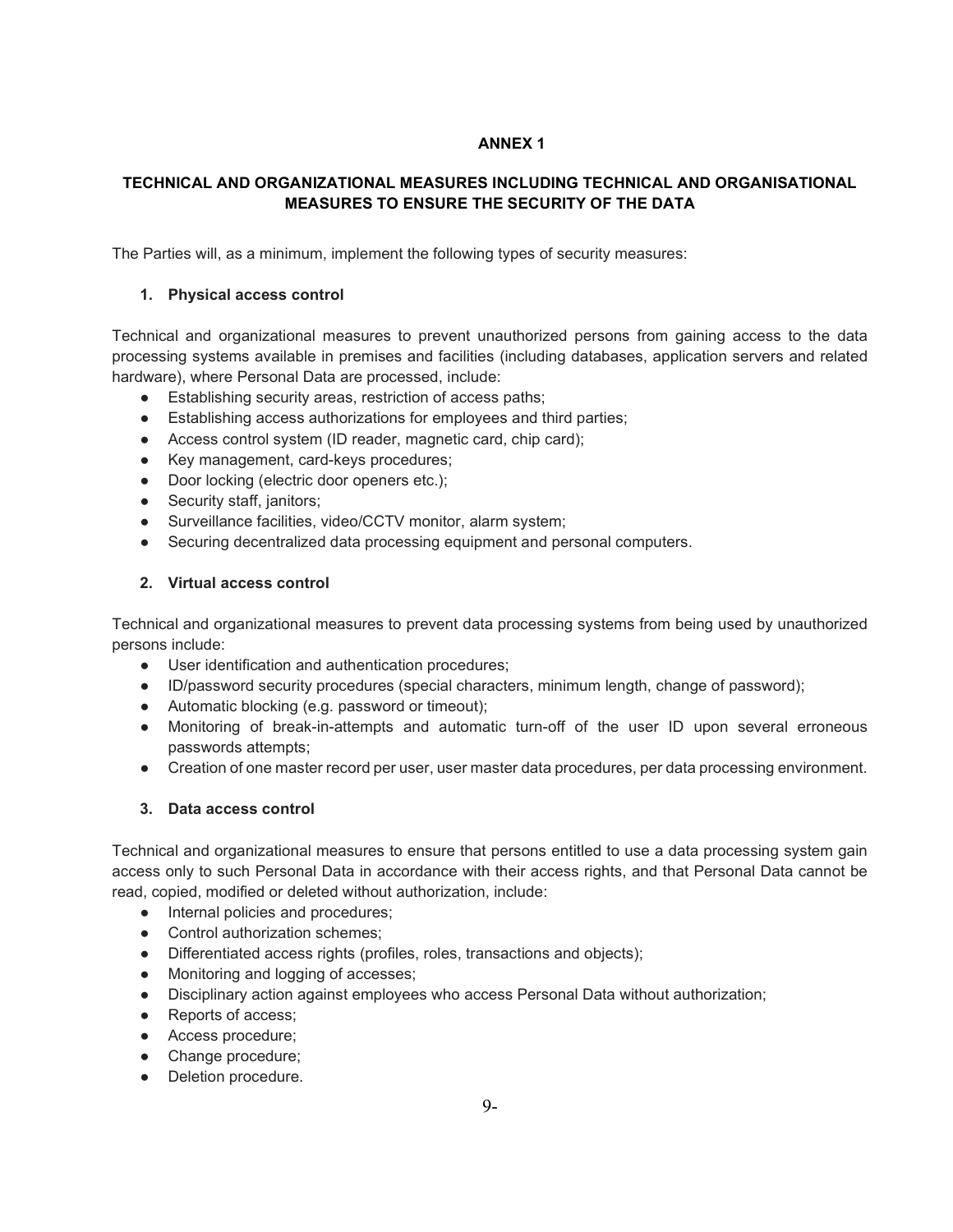# ANNEX 1

## TECHNICAL AND ORGANIZATIONAL MEASURES INCLUDING TECHNICAL AND ORGANISATIONAL MEASURES TO ENSURE THE SECURITY OF THE DATA

The Parties will, as a minimum, implement the following types of security measures:

### 1. Physical access control

Technical and organizational measures to prevent unauthorized persons from gaining access to the data processing systems available in premises and facilities (including databases, application servers and related hardware), where Personal Data are processed, include:

- Establishing security areas, restriction of access paths;
- Establishing access authorizations for employees and third parties;
- Access control system (ID reader, magnetic card, chip card);
- Key management, card-keys procedures;
- Door locking (electric door openers etc.);
- Security staff, janitors;
- Surveillance facilities, video/CCTV monitor, alarm system;
- Securing decentralized data processing equipment and personal computers.

### 2. Virtual access control

Technical and organizational measures to prevent data processing systems from being used by unauthorized persons include:

- User identification and authentication procedures;
- ID/password security procedures (special characters, minimum length, change of password);
- Automatic blocking (e.g. password or timeout);
- Monitoring of break-in-attempts and automatic turn-off of the user ID upon several erroneous passwords attempts;
- Creation of one master record per user, user master data procedures, per data processing environment.

### 3. Data access control

Technical and organizational measures to ensure that persons entitled to use a data processing system gain access only to such Personal Data in accordance with their access rights, and that Personal Data cannot be read, copied, modified or deleted without authorization, include:

- Internal policies and procedures;
- Control authorization schemes;
- Differentiated access rights (profiles, roles, transactions and objects);
- Monitoring and logging of accesses;
- Disciplinary action against employees who access Personal Data without authorization;
- Reports of access;
- Access procedure;
- Change procedure;
- Deletion procedure.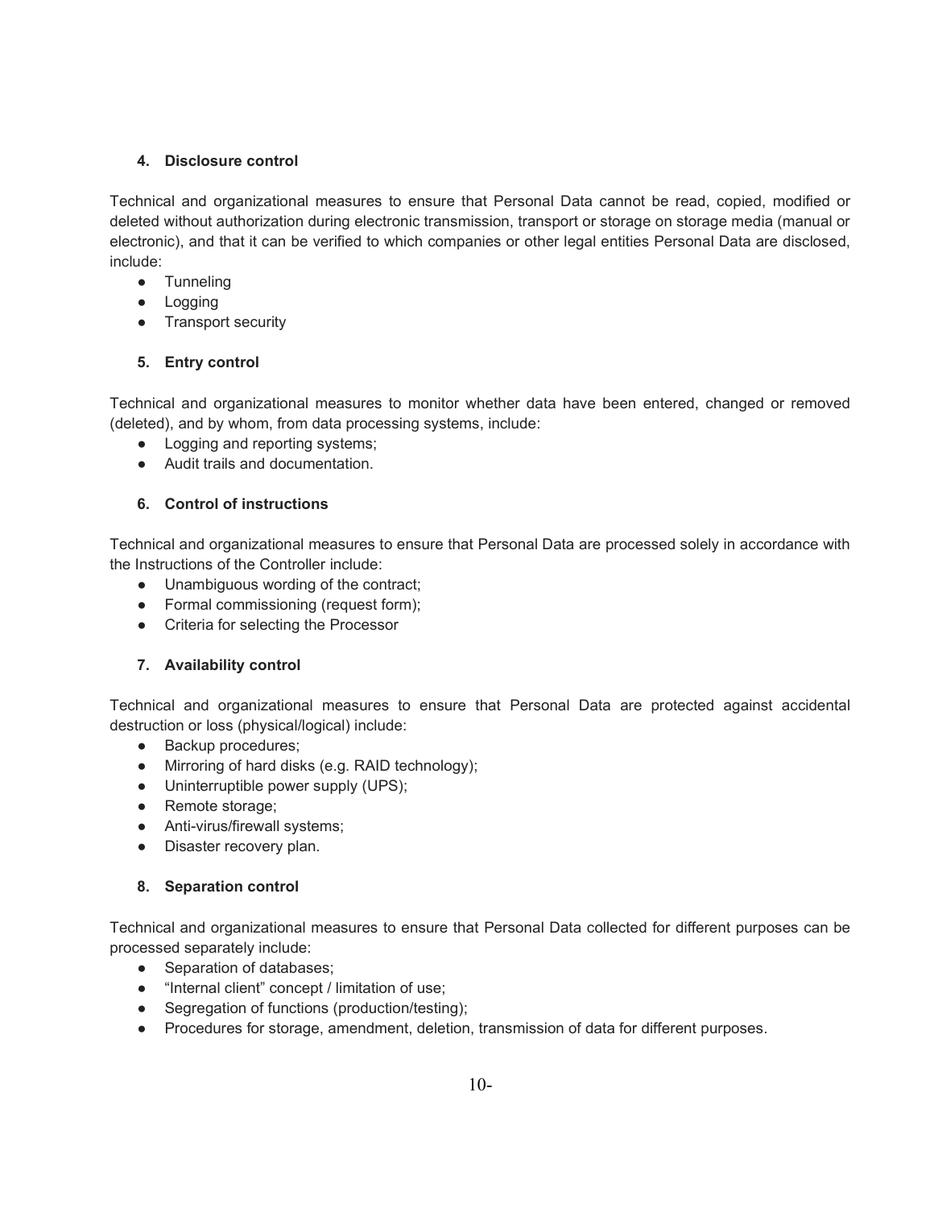**4. Disclosure control**

Technical and organizational measures to ensure that Personal Data cannot be read, copied, modified or deleted without authorization during electronic transmission, transport or storage on storage media (manual or electronic), and that it can be verified to which companies or other legal entities Personal Data are disclosed, include:

- Tunneling
- Logging
- Transport security

**5. Entry control**

Technical and organizational measures to monitor whether data have been entered, changed or removed (deleted), and by whom, from data processing systems, include:

- Logging and reporting systems;
- Audit trails and documentation.

**6. Control of instructions**

Technical and organizational measures to ensure that Personal Data are processed solely in accordance with the Instructions of the Controller include:

- Unambiguous wording of the contract;
- Formal commissioning (request form);
- Criteria for selecting the Processor

**7. Availability control**

Technical and organizational measures to ensure that Personal Data are protected against accidental destruction or loss (physical/logical) include:

- Backup procedures;
- Mirroring of hard disks (e.g. RAID technology);
- Uninterruptible power supply (UPS);
- Remote storage;
- Anti-virus/firewall systems;
- Disaster recovery plan.

**8. Separation control**

Technical and organizational measures to ensure that Personal Data collected for different purposes can be processed separately include:

- Separation of databases;
- "Internal client" concept / limitation of use;
- Segregation of functions (production/testing);
- Procedures for storage, amendment, deletion, transmission of data for different purposes.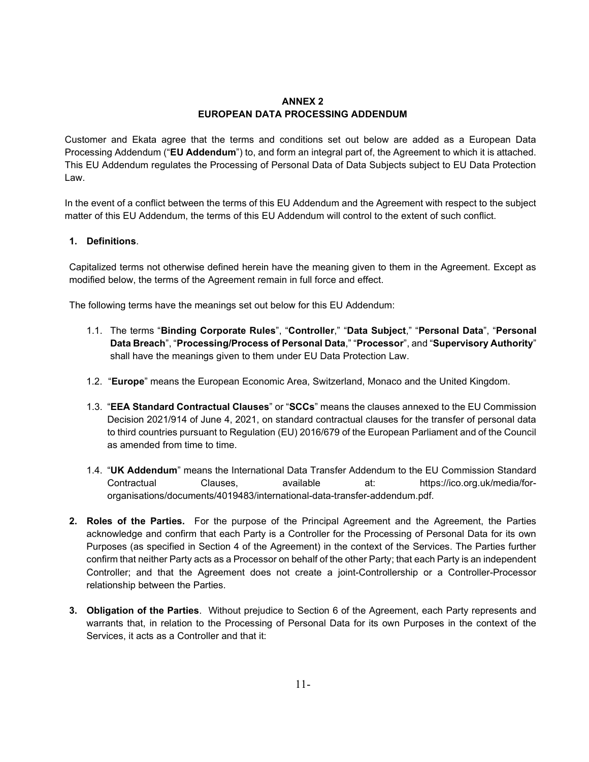# ANNEX 2
## EUROPEAN DATA PROCESSING ADDENDUM

Customer and Ekata agree that the terms and conditions set out below are added as a European Data Processing Addendum ("**EU Addendum**") to, and form an integral part of, the Agreement to which it is attached. This EU Addendum regulates the Processing of Personal Data of Data Subjects subject to EU Data Protection Law.

In the event of a conflict between the terms of this EU Addendum and the Agreement with respect to the subject matter of this EU Addendum, the terms of this EU Addendum will control to the extent of such conflict.

**1. Definitions**.

Capitalized terms not otherwise defined herein have the meaning given to them in the Agreement. Except as modified below, the terms of the Agreement remain in full force and effect.

The following terms have the meanings set out below for this EU Addendum:

1.1. The terms "**Binding Corporate Rules**", "**Controller**," "**Data Subject**," "**Personal Data**", "**Personal Data Breach**", "**Processing/Process of Personal Data**," "**Processor**", and "**Supervisory Authority**" shall have the meanings given to them under EU Data Protection Law.

1.2. "**Europe**" means the European Economic Area, Switzerland, Monaco and the United Kingdom.

1.3. "**EEA Standard Contractual Clauses**" or "**SCCs**" means the clauses annexed to the EU Commission Decision 2021/914 of June 4, 2021, on standard contractual clauses for the transfer of personal data to third countries pursuant to Regulation (EU) 2016/679 of the European Parliament and of the Council as amended from time to time.

1.4. "**UK Addendum**" means the International Data Transfer Addendum to the EU Commission Standard Contractual Clauses, available at: https://ico.org.uk/media/for-organisations/documents/4019483/international-data-transfer-addendum.pdf.

**2. Roles of the Parties.** For the purpose of the Principal Agreement and the Agreement, the Parties acknowledge and confirm that each Party is a Controller for the Processing of Personal Data for its own Purposes (as specified in Section 4 of the Agreement) in the context of the Services. The Parties further confirm that neither Party acts as a Processor on behalf of the other Party; that each Party is an independent Controller; and that the Agreement does not create a joint-Controllership or a Controller-Processor relationship between the Parties.

**3. Obligation of the Parties**. Without prejudice to Section 6 of the Agreement, each Party represents and warrants that, in relation to the Processing of Personal Data for its own Purposes in the context of the Services, it acts as a Controller and that it: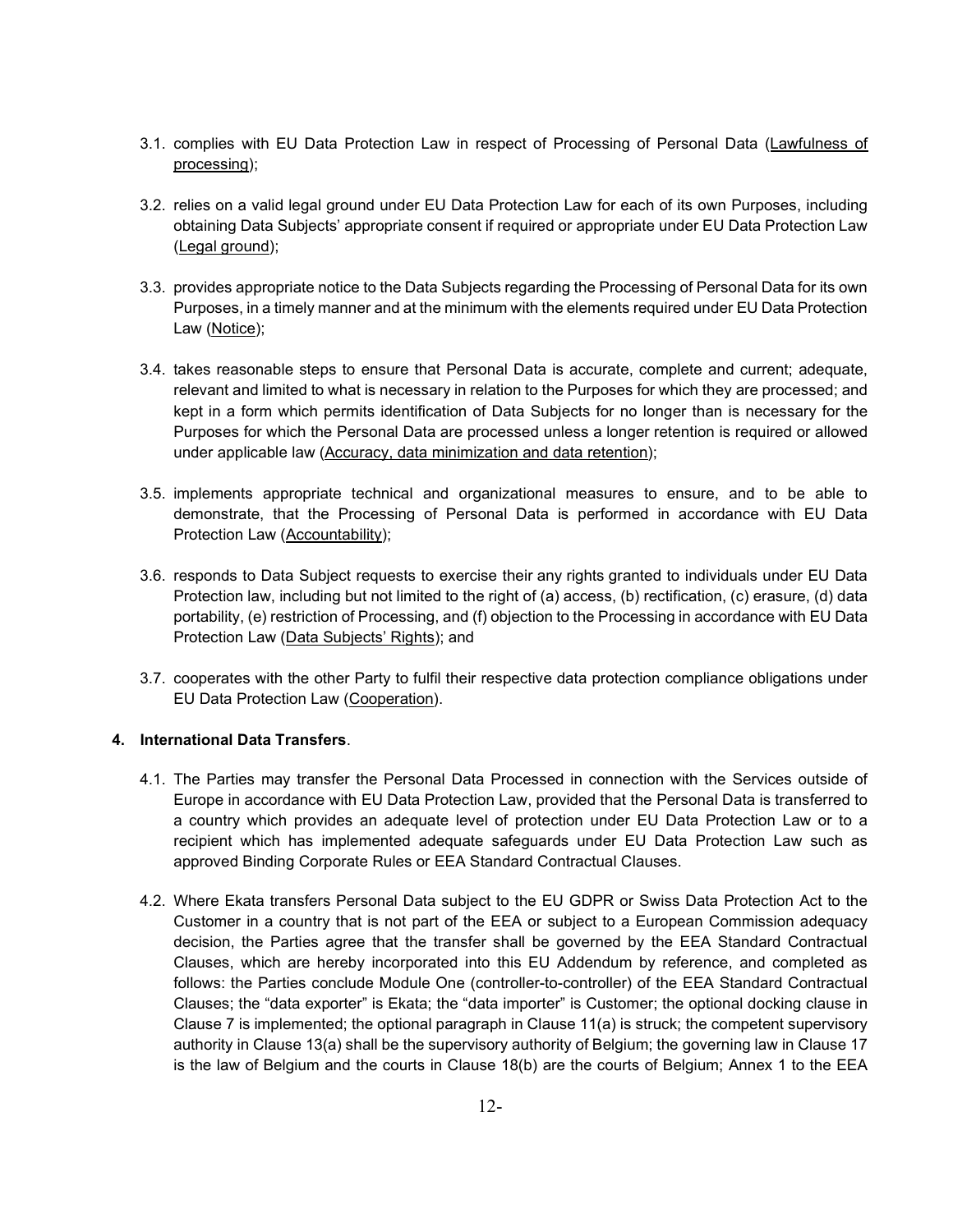3.1. complies with EU Data Protection Law in respect of Processing of Personal Data (Lawfulness of processing);

3.2. relies on a valid legal ground under EU Data Protection Law for each of its own Purposes, including obtaining Data Subjects' appropriate consent if required or appropriate under EU Data Protection Law (Legal ground);

3.3. provides appropriate notice to the Data Subjects regarding the Processing of Personal Data for its own Purposes, in a timely manner and at the minimum with the elements required under EU Data Protection Law (Notice);

3.4. takes reasonable steps to ensure that Personal Data is accurate, complete and current; adequate, relevant and limited to what is necessary in relation to the Purposes for which they are processed; and kept in a form which permits identification of Data Subjects for no longer than is necessary for the Purposes for which the Personal Data are processed unless a longer retention is required or allowed under applicable law (Accuracy, data minimization and data retention);

3.5. implements appropriate technical and organizational measures to ensure, and to be able to demonstrate, that the Processing of Personal Data is performed in accordance with EU Data Protection Law (Accountability);

3.6. responds to Data Subject requests to exercise their any rights granted to individuals under EU Data Protection law, including but not limited to the right of (a) access, (b) rectification, (c) erasure, (d) data portability, (e) restriction of Processing, and (f) objection to the Processing in accordance with EU Data Protection Law (Data Subjects' Rights); and

3.7. cooperates with the other Party to fulfil their respective data protection compliance obligations under EU Data Protection Law (Cooperation).

**4. International Data Transfers**.

4.1. The Parties may transfer the Personal Data Processed in connection with the Services outside of Europe in accordance with EU Data Protection Law, provided that the Personal Data is transferred to a country which provides an adequate level of protection under EU Data Protection Law or to a recipient which has implemented adequate safeguards under EU Data Protection Law such as approved Binding Corporate Rules or EEA Standard Contractual Clauses.

4.2. Where Ekata transfers Personal Data subject to the EU GDPR or Swiss Data Protection Act to the Customer in a country that is not part of the EEA or subject to a European Commission adequacy decision, the Parties agree that the transfer shall be governed by the EEA Standard Contractual Clauses, which are hereby incorporated into this EU Addendum by reference, and completed as follows: the Parties conclude Module One (controller-to-controller) of the EEA Standard Contractual Clauses; the "data exporter" is Ekata; the "data importer" is Customer; the optional docking clause in Clause 7 is implemented; the optional paragraph in Clause 11(a) is struck; the competent supervisory authority in Clause 13(a) shall be the supervisory authority of Belgium; the governing law in Clause 17 is the law of Belgium and the courts in Clause 18(b) are the courts of Belgium; Annex 1 to the EEA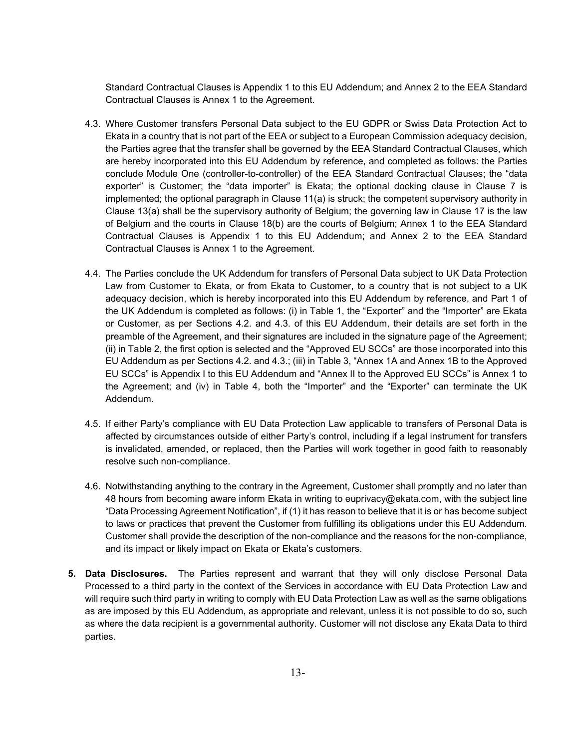Standard Contractual Clauses is Appendix 1 to this EU Addendum; and Annex 2 to the EEA Standard Contractual Clauses is Annex 1 to the Agreement.

4.3. Where Customer transfers Personal Data subject to the EU GDPR or Swiss Data Protection Act to Ekata in a country that is not part of the EEA or subject to a European Commission adequacy decision, the Parties agree that the transfer shall be governed by the EEA Standard Contractual Clauses, which are hereby incorporated into this EU Addendum by reference, and completed as follows: the Parties conclude Module One (controller-to-controller) of the EEA Standard Contractual Clauses; the "data exporter" is Customer; the "data importer" is Ekata; the optional docking clause in Clause 7 is implemented; the optional paragraph in Clause 11(a) is struck; the competent supervisory authority in Clause 13(a) shall be the supervisory authority of Belgium; the governing law in Clause 17 is the law of Belgium and the courts in Clause 18(b) are the courts of Belgium; Annex 1 to the EEA Standard Contractual Clauses is Appendix 1 to this EU Addendum; and Annex 2 to the EEA Standard Contractual Clauses is Annex 1 to the Agreement.

4.4. The Parties conclude the UK Addendum for transfers of Personal Data subject to UK Data Protection Law from Customer to Ekata, or from Ekata to Customer, to a country that is not subject to a UK adequacy decision, which is hereby incorporated into this EU Addendum by reference, and Part 1 of the UK Addendum is completed as follows: (i) in Table 1, the "Exporter" and the "Importer" are Ekata or Customer, as per Sections 4.2. and 4.3. of this EU Addendum, their details are set forth in the preamble of the Agreement, and their signatures are included in the signature page of the Agreement; (ii) in Table 2, the first option is selected and the "Approved EU SCCs" are those incorporated into this EU Addendum as per Sections 4.2. and 4.3.; (iii) in Table 3, "Annex 1A and Annex 1B to the Approved EU SCCs" is Appendix I to this EU Addendum and "Annex II to the Approved EU SCCs" is Annex 1 to the Agreement; and (iv) in Table 4, both the "Importer" and the "Exporter" can terminate the UK Addendum.

4.5. If either Party's compliance with EU Data Protection Law applicable to transfers of Personal Data is affected by circumstances outside of either Party's control, including if a legal instrument for transfers is invalidated, amended, or replaced, then the Parties will work together in good faith to reasonably resolve such non-compliance.

4.6. Notwithstanding anything to the contrary in the Agreement, Customer shall promptly and no later than 48 hours from becoming aware inform Ekata in writing to euprivacy@ekata.com, with the subject line "Data Processing Agreement Notification", if (1) it has reason to believe that it is or has become subject to laws or practices that prevent the Customer from fulfilling its obligations under this EU Addendum. Customer shall provide the description of the non-compliance and the reasons for the non-compliance, and its impact or likely impact on Ekata or Ekata's customers.

5. **Data Disclosures.** The Parties represent and warrant that they will only disclose Personal Data Processed to a third party in the context of the Services in accordance with EU Data Protection Law and will require such third party in writing to comply with EU Data Protection Law as well as the same obligations as are imposed by this EU Addendum, as appropriate and relevant, unless it is not possible to do so, such as where the data recipient is a governmental authority. Customer will not disclose any Ekata Data to third parties.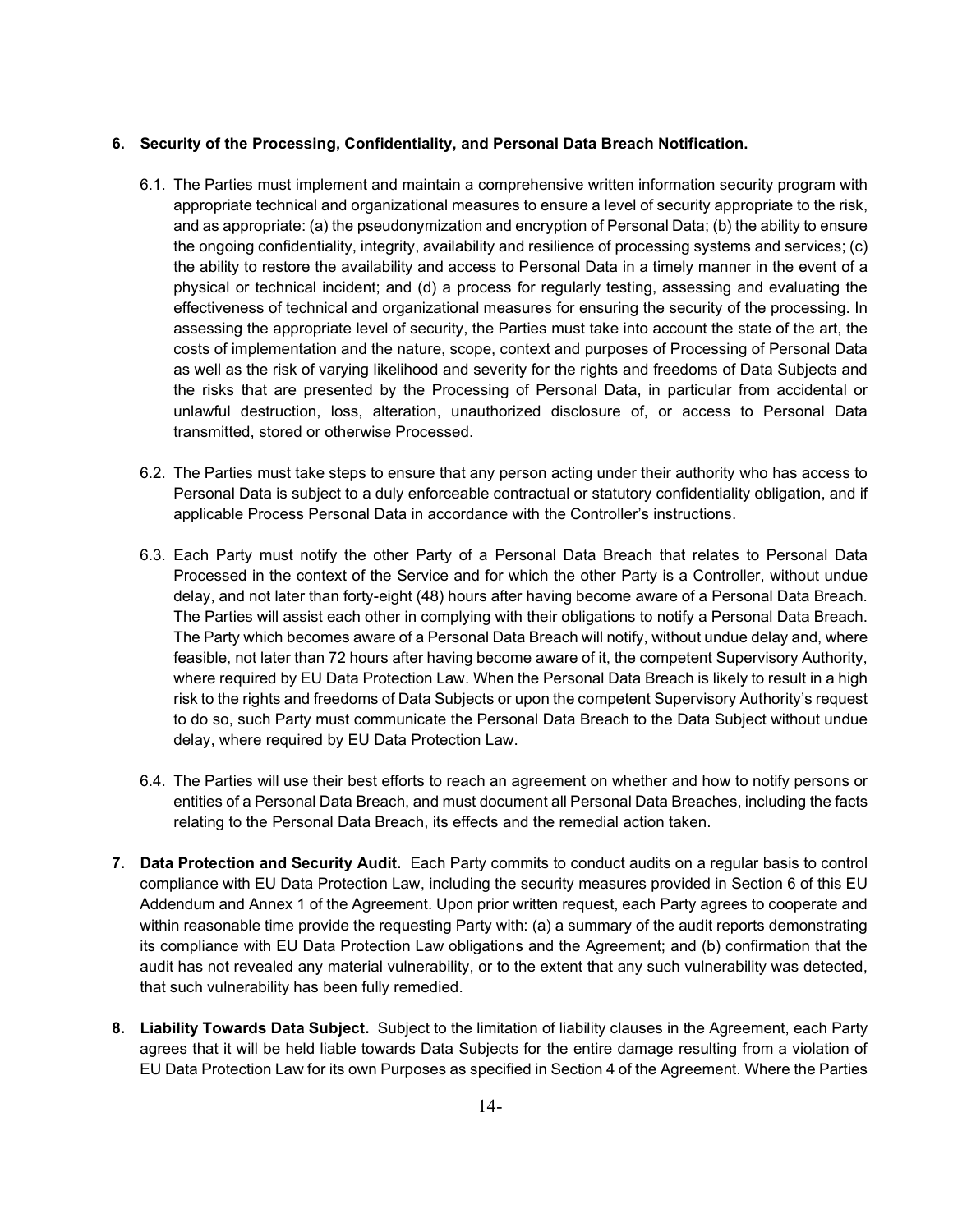**6. Security of the Processing, Confidentiality, and Personal Data Breach Notification.**

6.1. The Parties must implement and maintain a comprehensive written information security program with appropriate technical and organizational measures to ensure a level of security appropriate to the risk, and as appropriate: (a) the pseudonymization and encryption of Personal Data; (b) the ability to ensure the ongoing confidentiality, integrity, availability and resilience of processing systems and services; (c) the ability to restore the availability and access to Personal Data in a timely manner in the event of a physical or technical incident; and (d) a process for regularly testing, assessing and evaluating the effectiveness of technical and organizational measures for ensuring the security of the processing. In assessing the appropriate level of security, the Parties must take into account the state of the art, the costs of implementation and the nature, scope, context and purposes of Processing of Personal Data as well as the risk of varying likelihood and severity for the rights and freedoms of Data Subjects and the risks that are presented by the Processing of Personal Data, in particular from accidental or unlawful destruction, loss, alteration, unauthorized disclosure of, or access to Personal Data transmitted, stored or otherwise Processed.

6.2. The Parties must take steps to ensure that any person acting under their authority who has access to Personal Data is subject to a duly enforceable contractual or statutory confidentiality obligation, and if applicable Process Personal Data in accordance with the Controller's instructions.

6.3. Each Party must notify the other Party of a Personal Data Breach that relates to Personal Data Processed in the context of the Service and for which the other Party is a Controller, without undue delay, and not later than forty-eight (48) hours after having become aware of a Personal Data Breach. The Parties will assist each other in complying with their obligations to notify a Personal Data Breach. The Party which becomes aware of a Personal Data Breach will notify, without undue delay and, where feasible, not later than 72 hours after having become aware of it, the competent Supervisory Authority, where required by EU Data Protection Law. When the Personal Data Breach is likely to result in a high risk to the rights and freedoms of Data Subjects or upon the competent Supervisory Authority's request to do so, such Party must communicate the Personal Data Breach to the Data Subject without undue delay, where required by EU Data Protection Law.

6.4. The Parties will use their best efforts to reach an agreement on whether and how to notify persons or entities of a Personal Data Breach, and must document all Personal Data Breaches, including the facts relating to the Personal Data Breach, its effects and the remedial action taken.

**7. Data Protection and Security Audit.** Each Party commits to conduct audits on a regular basis to control compliance with EU Data Protection Law, including the security measures provided in Section 6 of this EU Addendum and Annex 1 of the Agreement. Upon prior written request, each Party agrees to cooperate and within reasonable time provide the requesting Party with: (a) a summary of the audit reports demonstrating its compliance with EU Data Protection Law obligations and the Agreement; and (b) confirmation that the audit has not revealed any material vulnerability, or to the extent that any such vulnerability was detected, that such vulnerability has been fully remedied.

**8. Liability Towards Data Subject.** Subject to the limitation of liability clauses in the Agreement, each Party agrees that it will be held liable towards Data Subjects for the entire damage resulting from a violation of EU Data Protection Law for its own Purposes as specified in Section 4 of the Agreement. Where the Parties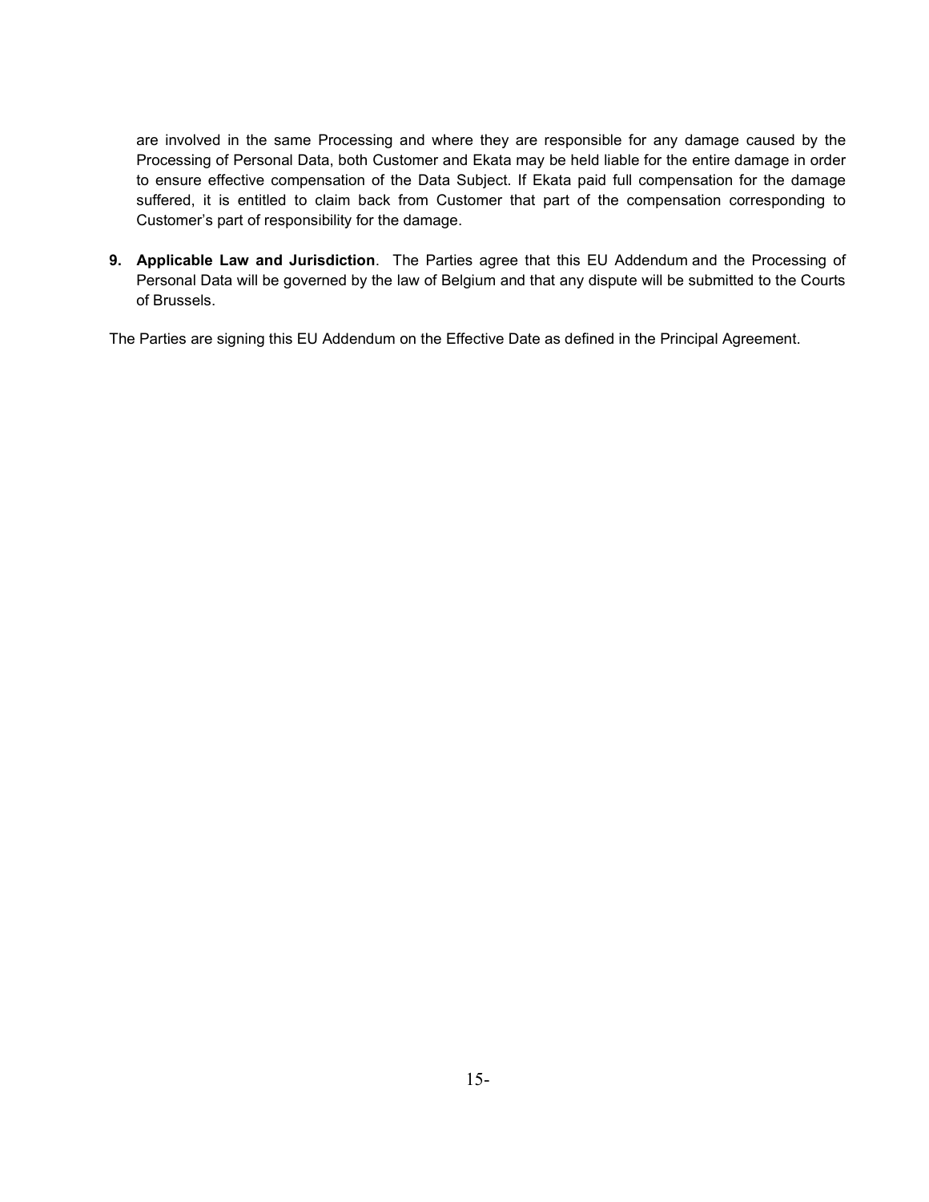are involved in the same Processing and where they are responsible for any damage caused by the Processing of Personal Data, both Customer and Ekata may be held liable for the entire damage in order to ensure effective compensation of the Data Subject. If Ekata paid full compensation for the damage suffered, it is entitled to claim back from Customer that part of the compensation corresponding to Customer's part of responsibility for the damage.

9. **Applicable Law and Jurisdiction**. The Parties agree that this EU Addendum and the Processing of Personal Data will be governed by the law of Belgium and that any dispute will be submitted to the Courts of Brussels.

The Parties are signing this EU Addendum on the Effective Date as defined in the Principal Agreement.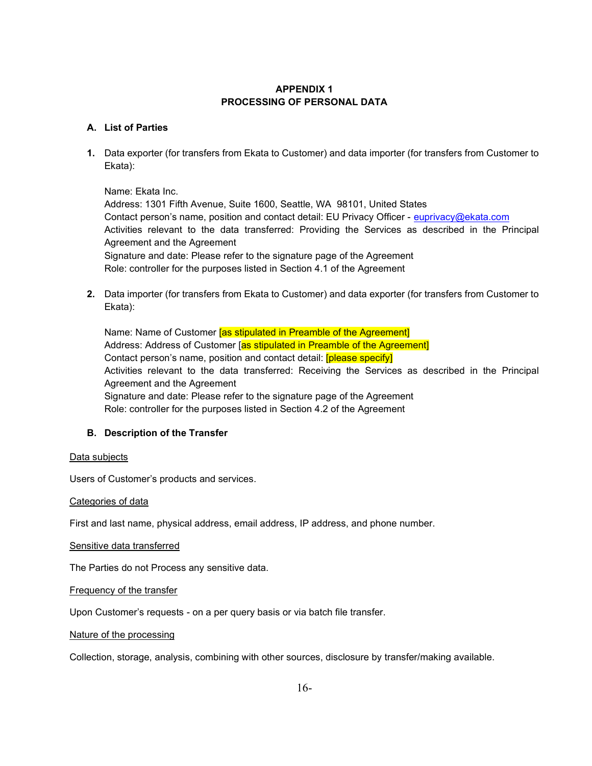**APPENDIX 1**
**PROCESSING OF PERSONAL DATA**

**A. List of Parties**

**1.** Data exporter (for transfers from Ekata to Customer) and data importer (for transfers from Customer to Ekata):

Name: Ekata Inc.
Address: 1301 Fifth Avenue, Suite 1600, Seattle, WA 98101, United States
Contact person's name, position and contact detail: EU Privacy Officer - euprivacy@ekata.com
Activities relevant to the data transferred: Providing the Services as described in the Principal Agreement and the Agreement
Signature and date: Please refer to the signature page of the Agreement
Role: controller for the purposes listed in Section 4.1 of the Agreement

**2.** Data importer (for transfers from Ekata to Customer) and data exporter (for transfers from Customer to Ekata):

Name: Name of Customer [as stipulated in Preamble of the Agreement]
Address: Address of Customer [as stipulated in Preamble of the Agreement]
Contact person's name, position and contact detail: [please specify]
Activities relevant to the data transferred: Receiving the Services as described in the Principal Agreement and the Agreement
Signature and date: Please refer to the signature page of the Agreement
Role: controller for the purposes listed in Section 4.2 of the Agreement

**B. Description of the Transfer**

Data subjects

Users of Customer's products and services.

Categories of data

First and last name, physical address, email address, IP address, and phone number.

Sensitive data transferred

The Parties do not Process any sensitive data.

Frequency of the transfer

Upon Customer's requests - on a per query basis or via batch file transfer.

Nature of the processing

Collection, storage, analysis, combining with other sources, disclosure by transfer/making available.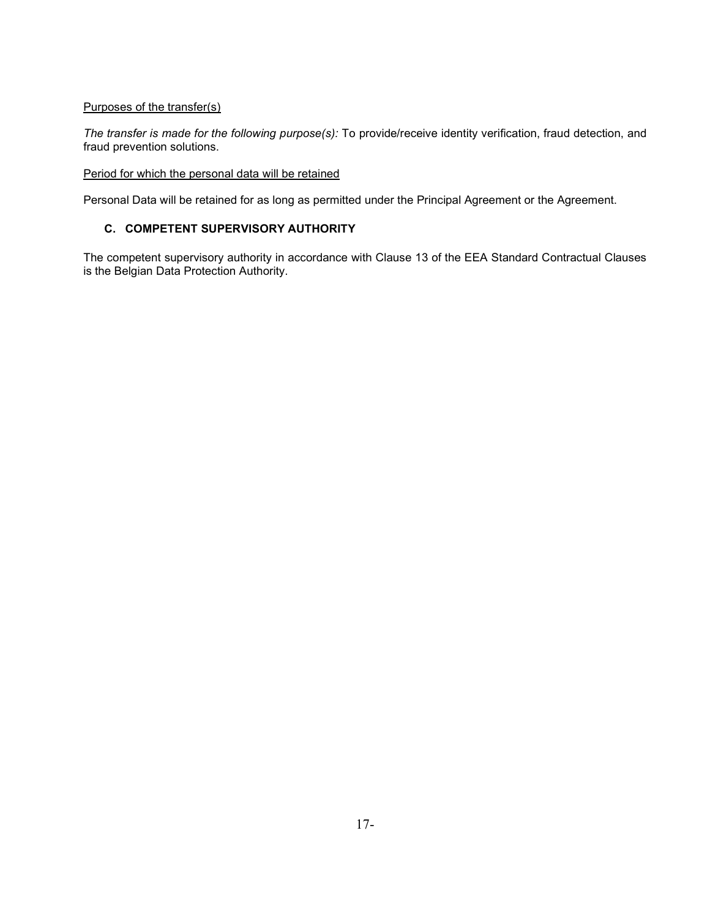Purposes of the transfer(s)

*The transfer is made for the following purpose(s):* To provide/receive identity verification, fraud detection, and fraud prevention solutions.

Period for which the personal data will be retained

Personal Data will be retained for as long as permitted under the Principal Agreement or the Agreement.

### C. COMPETENT SUPERVISORY AUTHORITY

The competent supervisory authority in accordance with Clause 13 of the EEA Standard Contractual Clauses is the Belgian Data Protection Authority.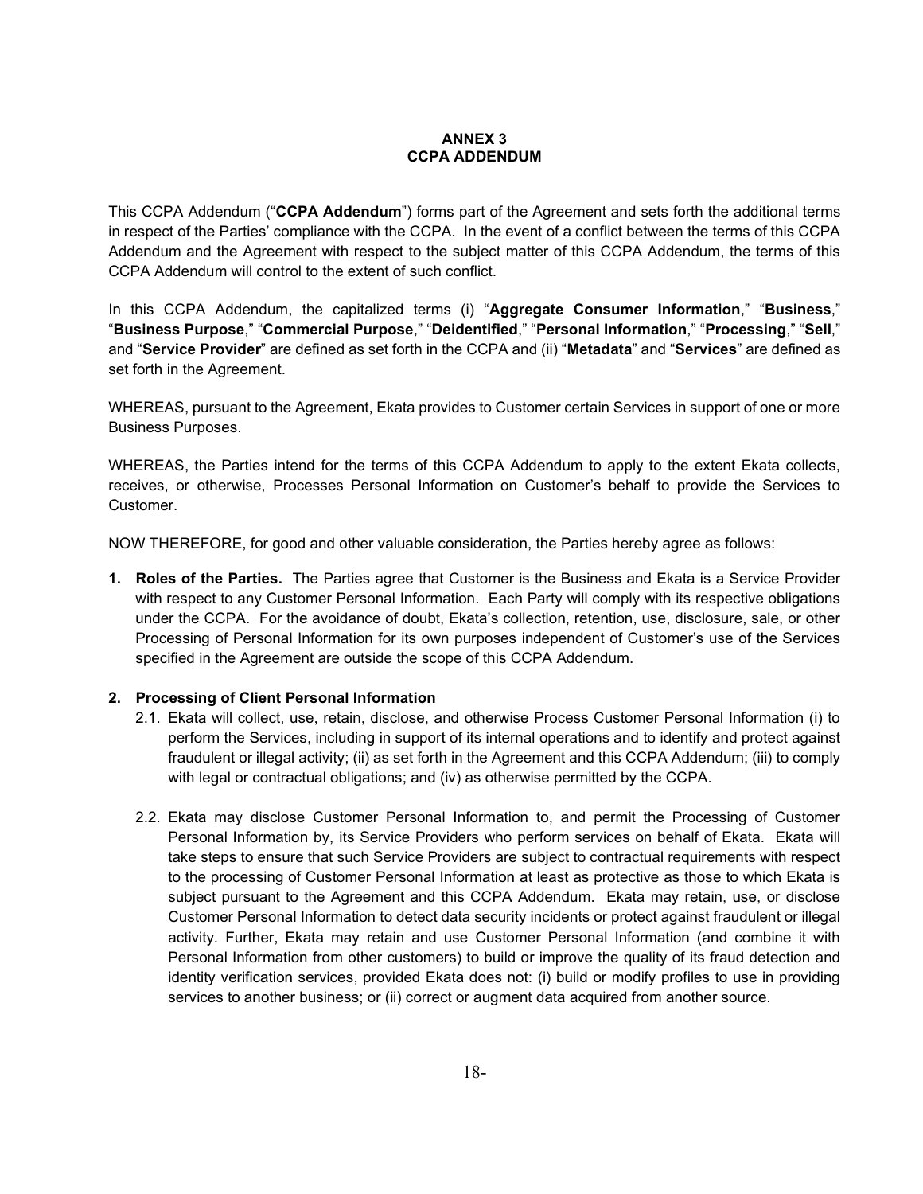# ANNEX 3
# CCPA ADDENDUM

This CCPA Addendum ("**CCPA Addendum**") forms part of the Agreement and sets forth the additional terms in respect of the Parties' compliance with the CCPA. In the event of a conflict between the terms of this CCPA Addendum and the Agreement with respect to the subject matter of this CCPA Addendum, the terms of this CCPA Addendum will control to the extent of such conflict.

In this CCPA Addendum, the capitalized terms (i) "**Aggregate Consumer Information**," "**Business**," "**Business Purpose**," "**Commercial Purpose**," "**Deidentified**," "**Personal Information**," "**Processing**," "**Sell**," and "**Service Provider**" are defined as set forth in the CCPA and (ii) "**Metadata**" and "**Services**" are defined as set forth in the Agreement.

WHEREAS, pursuant to the Agreement, Ekata provides to Customer certain Services in support of one or more Business Purposes.

WHEREAS, the Parties intend for the terms of this CCPA Addendum to apply to the extent Ekata collects, receives, or otherwise, Processes Personal Information on Customer's behalf to provide the Services to Customer.

NOW THEREFORE, for good and other valuable consideration, the Parties hereby agree as follows:

1. **Roles of the Parties.** The Parties agree that Customer is the Business and Ekata is a Service Provider with respect to any Customer Personal Information. Each Party will comply with its respective obligations under the CCPA. For the avoidance of doubt, Ekata's collection, retention, use, disclosure, sale, or other Processing of Personal Information for its own purposes independent of Customer's use of the Services specified in the Agreement are outside the scope of this CCPA Addendum.

2. **Processing of Client Personal Information**

   2.1. Ekata will collect, use, retain, disclose, and otherwise Process Customer Personal Information (i) to perform the Services, including in support of its internal operations and to identify and protect against fraudulent or illegal activity; (ii) as set forth in the Agreement and this CCPA Addendum; (iii) to comply with legal or contractual obligations; and (iv) as otherwise permitted by the CCPA.

   2.2. Ekata may disclose Customer Personal Information to, and permit the Processing of Customer Personal Information by, its Service Providers who perform services on behalf of Ekata. Ekata will take steps to ensure that such Service Providers are subject to contractual requirements with respect to the processing of Customer Personal Information at least as protective as those to which Ekata is subject pursuant to the Agreement and this CCPA Addendum. Ekata may retain, use, or disclose Customer Personal Information to detect data security incidents or protect against fraudulent or illegal activity. Further, Ekata may retain and use Customer Personal Information (and combine it with Personal Information from other customers) to build or improve the quality of its fraud detection and identity verification services, provided Ekata does not: (i) build or modify profiles to use in providing services to another business; or (ii) correct or augment data acquired from another source.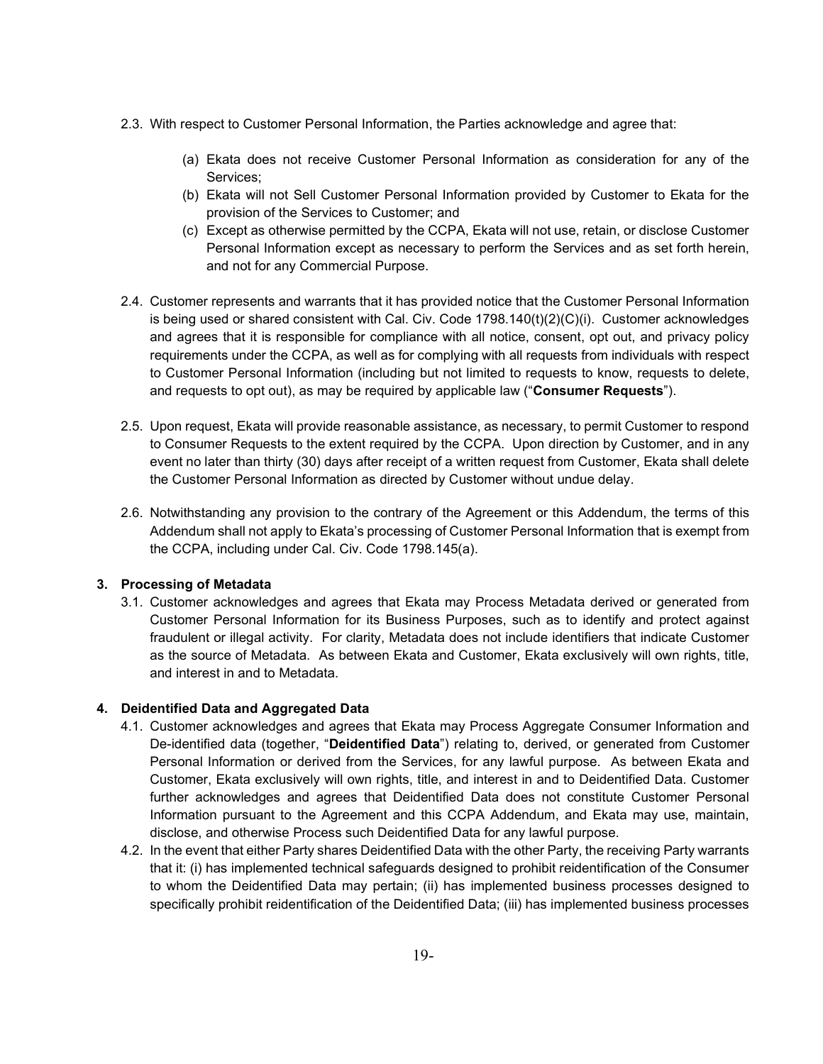2.3. With respect to Customer Personal Information, the Parties acknowledge and agree that:

(a) Ekata does not receive Customer Personal Information as consideration for any of the Services;

(b) Ekata will not Sell Customer Personal Information provided by Customer to Ekata for the provision of the Services to Customer; and

(c) Except as otherwise permitted by the CCPA, Ekata will not use, retain, or disclose Customer Personal Information except as necessary to perform the Services and as set forth herein, and not for any Commercial Purpose.

2.4. Customer represents and warrants that it has provided notice that the Customer Personal Information is being used or shared consistent with Cal. Civ. Code 1798.140(t)(2)(C)(i). Customer acknowledges and agrees that it is responsible for compliance with all notice, consent, opt out, and privacy policy requirements under the CCPA, as well as for complying with all requests from individuals with respect to Customer Personal Information (including but not limited to requests to know, requests to delete, and requests to opt out), as may be required by applicable law ("**Consumer Requests**").

2.5. Upon request, Ekata will provide reasonable assistance, as necessary, to permit Customer to respond to Consumer Requests to the extent required by the CCPA. Upon direction by Customer, and in any event no later than thirty (30) days after receipt of a written request from Customer, Ekata shall delete the Customer Personal Information as directed by Customer without undue delay.

2.6. Notwithstanding any provision to the contrary of the Agreement or this Addendum, the terms of this Addendum shall not apply to Ekata's processing of Customer Personal Information that is exempt from the CCPA, including under Cal. Civ. Code 1798.145(a).

**3. Processing of Metadata**

3.1. Customer acknowledges and agrees that Ekata may Process Metadata derived or generated from Customer Personal Information for its Business Purposes, such as to identify and protect against fraudulent or illegal activity. For clarity, Metadata does not include identifiers that indicate Customer as the source of Metadata. As between Ekata and Customer, Ekata exclusively will own rights, title, and interest in and to Metadata.

**4. Deidentified Data and Aggregated Data**

4.1. Customer acknowledges and agrees that Ekata may Process Aggregate Consumer Information and De-identified data (together, "**Deidentified Data**") relating to, derived, or generated from Customer Personal Information or derived from the Services, for any lawful purpose. As between Ekata and Customer, Ekata exclusively will own rights, title, and interest in and to Deidentified Data. Customer further acknowledges and agrees that Deidentified Data does not constitute Customer Personal Information pursuant to the Agreement and this CCPA Addendum, and Ekata may use, maintain, disclose, and otherwise Process such Deidentified Data for any lawful purpose.

4.2. In the event that either Party shares Deidentified Data with the other Party, the receiving Party warrants that it: (i) has implemented technical safeguards designed to prohibit reidentification of the Consumer to whom the Deidentified Data may pertain; (ii) has implemented business processes designed to specifically prohibit reidentification of the Deidentified Data; (iii) has implemented business processes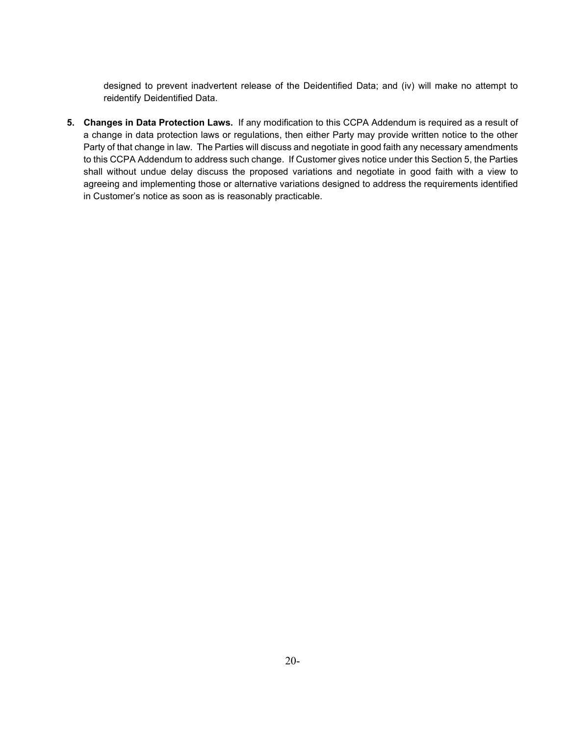designed to prevent inadvertent release of the Deidentified Data; and (iv) will make no attempt to reidentify Deidentified Data.

5. **Changes in Data Protection Laws.** If any modification to this CCPA Addendum is required as a result of a change in data protection laws or regulations, then either Party may provide written notice to the other Party of that change in law. The Parties will discuss and negotiate in good faith any necessary amendments to this CCPA Addendum to address such change. If Customer gives notice under this Section 5, the Parties shall without undue delay discuss the proposed variations and negotiate in good faith with a view to agreeing and implementing those or alternative variations designed to address the requirements identified in Customer's notice as soon as is reasonably practicable.